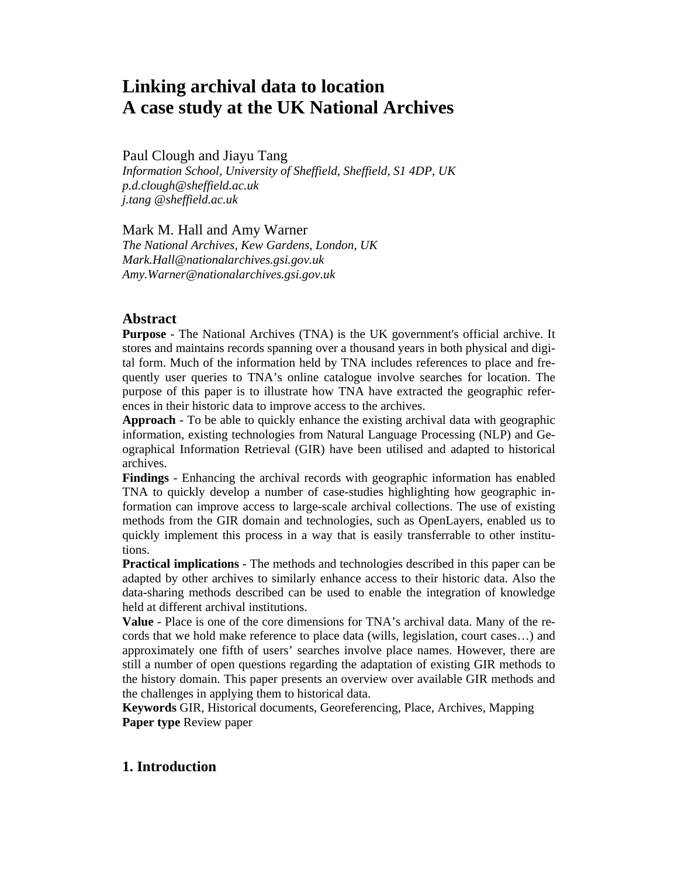# Linking archival data to location
# A case study at the UK National Archives

Paul Clough and Jiayu Tang
*Information School, University of Sheffield, Sheffield, S1 4DP, UK*
*p.d.clough@sheffield.ac.uk*
*j.tang @sheffield.ac.uk*

Mark M. Hall and Amy Warner
*The National Archives, Kew Gardens, London, UK*
*Mark.Hall@nationalarchives.gsi.gov.uk*
*Amy.Warner@nationalarchives.gsi.gov.uk*

## Abstract

**Purpose** - The National Archives (TNA) is the UK government's official archive. It stores and maintains records spanning over a thousand years in both physical and digital form. Much of the information held by TNA includes references to place and frequently user queries to TNA's online catalogue involve searches for location. The purpose of this paper is to illustrate how TNA have extracted the geographic references in their historic data to improve access to the archives.

**Approach** - To be able to quickly enhance the existing archival data with geographic information, existing technologies from Natural Language Processing (NLP) and Geographical Information Retrieval (GIR) have been utilised and adapted to historical archives.

**Findings** - Enhancing the archival records with geographic information has enabled TNA to quickly develop a number of case-studies highlighting how geographic information can improve access to large-scale archival collections. The use of existing methods from the GIR domain and technologies, such as OpenLayers, enabled us to quickly implement this process in a way that is easily transferrable to other institutions.

**Practical implications** - The methods and technologies described in this paper can be adapted by other archives to similarly enhance access to their historic data. Also the data-sharing methods described can be used to enable the integration of knowledge held at different archival institutions.

**Value** - Place is one of the core dimensions for TNA's archival data. Many of the records that we hold make reference to place data (wills, legislation, court cases…) and approximately one fifth of users' searches involve place names. However, there are still a number of open questions regarding the adaptation of existing GIR methods to the history domain. This paper presents an overview over available GIR methods and the challenges in applying them to historical data.

**Keywords** GIR, Historical documents, Georeferencing, Place, Archives, Mapping
**Paper type** Review paper

## 1. Introduction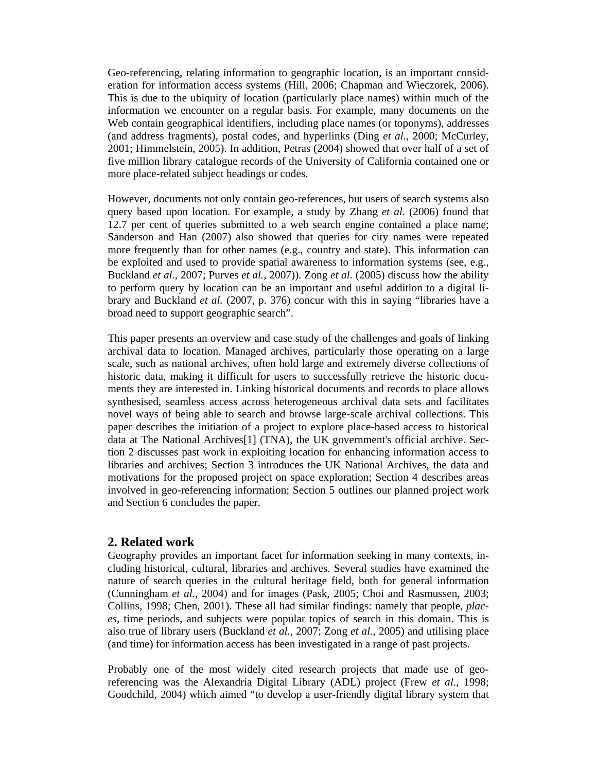Geo-referencing, relating information to geographic location, is an important consideration for information access systems (Hill, 2006; Chapman and Wieczorek, 2006). This is due to the ubiquity of location (particularly place names) within much of the information we encounter on a regular basis. For example, many documents on the Web contain geographical identifiers, including place names (or toponyms), addresses (and address fragments), postal codes, and hyperlinks (Ding *et al*., 2000; McCurley, 2001; Himmelstein, 2005). In addition, Petras (2004) showed that over half of a set of five million library catalogue records of the University of California contained one or more place-related subject headings or codes.

However, documents not only contain geo-references, but users of search systems also query based upon location. For example, a study by Zhang *et al.* (2006) found that 12.7 per cent of queries submitted to a web search engine contained a place name; Sanderson and Han (2007) also showed that queries for city names were repeated more frequently than for other names (e.g., country and state). This information can be exploited and used to provide spatial awareness to information systems (see, e.g., Buckland *et al.*, 2007; Purves *et al.*, 2007)). Zong *et al.* (2005) discuss how the ability to perform query by location can be an important and useful addition to a digital library and Buckland *et al.* (2007, p. 376) concur with this in saying "libraries have a broad need to support geographic search".

This paper presents an overview and case study of the challenges and goals of linking archival data to location. Managed archives, particularly those operating on a large scale, such as national archives, often hold large and extremely diverse collections of historic data, making it difficult for users to successfully retrieve the historic documents they are interested in. Linking historical documents and records to place allows synthesised, seamless access across heterogeneous archival data sets and facilitates novel ways of being able to search and browse large-scale archival collections. This paper describes the initiation of a project to explore place-based access to historical data at The National Archives[1] (TNA), the UK government's official archive. Section 2 discusses past work in exploiting location for enhancing information access to libraries and archives; Section 3 introduces the UK National Archives, the data and motivations for the proposed project on space exploration; Section 4 describes areas involved in geo-referencing information; Section 5 outlines our planned project work and Section 6 concludes the paper.

## 2. Related work

Geography provides an important facet for information seeking in many contexts, including historical, cultural, libraries and archives. Several studies have examined the nature of search queries in the cultural heritage field, both for general information (Cunningham *et al.*, 2004) and for images (Pask, 2005; Choi and Rasmussen, 2003; Collins, 1998; Chen, 2001). These all had similar findings: namely that people, *places*, time periods, and subjects were popular topics of search in this domain. This is also true of library users (Buckland *et al.*, 2007; Zong *et al.*, 2005) and utilising place (and time) for information access has been investigated in a range of past projects.

Probably one of the most widely cited research projects that made use of geo-referencing was the Alexandria Digital Library (ADL) project (Frew *et al.*, 1998; Goodchild, 2004) which aimed "to develop a user-friendly digital library system that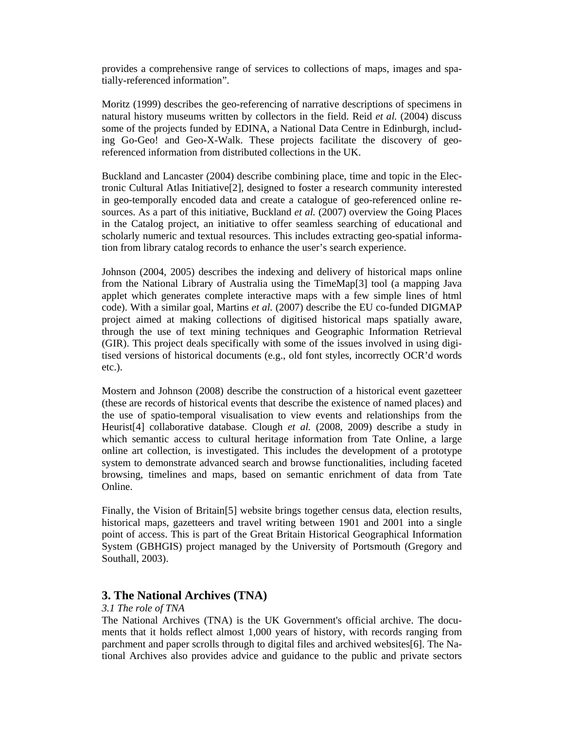provides a comprehensive range of services to collections of maps, images and spatially-referenced information".

Moritz (1999) describes the geo-referencing of narrative descriptions of specimens in natural history museums written by collectors in the field. Reid *et al.* (2004) discuss some of the projects funded by EDINA, a National Data Centre in Edinburgh, including Go-Geo! and Geo-X-Walk. These projects facilitate the discovery of geo-referenced information from distributed collections in the UK.

Buckland and Lancaster (2004) describe combining place, time and topic in the Electronic Cultural Atlas Initiative[2], designed to foster a research community interested in geo-temporally encoded data and create a catalogue of geo-referenced online resources. As a part of this initiative, Buckland *et al.* (2007) overview the Going Places in the Catalog project, an initiative to offer seamless searching of educational and scholarly numeric and textual resources. This includes extracting geo-spatial information from library catalog records to enhance the user's search experience.

Johnson (2004, 2005) describes the indexing and delivery of historical maps online from the National Library of Australia using the TimeMap[3] tool (a mapping Java applet which generates complete interactive maps with a few simple lines of html code). With a similar goal, Martins *et al.* (2007) describe the EU co-funded DIGMAP project aimed at making collections of digitised historical maps spatially aware, through the use of text mining techniques and Geographic Information Retrieval (GIR). This project deals specifically with some of the issues involved in using digitised versions of historical documents (e.g., old font styles, incorrectly OCR'd words etc.).

Mostern and Johnson (2008) describe the construction of a historical event gazetteer (these are records of historical events that describe the existence of named places) and the use of spatio-temporal visualisation to view events and relationships from the Heurist[4] collaborative database. Clough *et al.* (2008, 2009) describe a study in which semantic access to cultural heritage information from Tate Online, a large online art collection, is investigated. This includes the development of a prototype system to demonstrate advanced search and browse functionalities, including faceted browsing, timelines and maps, based on semantic enrichment of data from Tate Online.

Finally, the Vision of Britain[5] website brings together census data, election results, historical maps, gazetteers and travel writing between 1901 and 2001 into a single point of access. This is part of the Great Britain Historical Geographical Information System (GBHGIS) project managed by the University of Portsmouth (Gregory and Southall, 2003).

## 3. The National Archives (TNA)

### *3.1 The role of TNA*

The National Archives (TNA) is the UK Government's official archive. The documents that it holds reflect almost 1,000 years of history, with records ranging from parchment and paper scrolls through to digital files and archived websites[6]. The National Archives also provides advice and guidance to the public and private sectors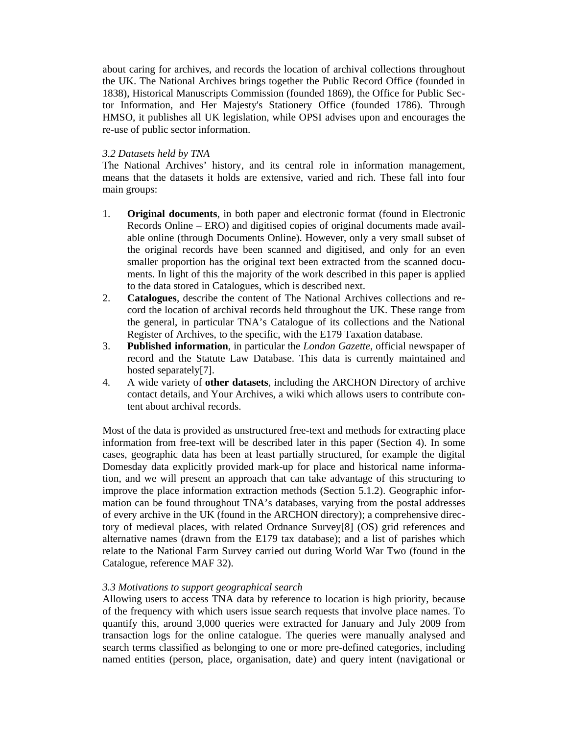about caring for archives, and records the location of archival collections throughout the UK. The National Archives brings together the Public Record Office (founded in 1838), Historical Manuscripts Commission (founded 1869), the Office for Public Sector Information, and Her Majesty's Stationery Office (founded 1786). Through HMSO, it publishes all UK legislation, while OPSI advises upon and encourages the re-use of public sector information.

*3.2 Datasets held by TNA*

The National Archives' history, and its central role in information management, means that the datasets it holds are extensive, varied and rich. These fall into four main groups:

1. **Original documents**, in both paper and electronic format (found in Electronic Records Online – ERO) and digitised copies of original documents made available online (through Documents Online). However, only a very small subset of the original records have been scanned and digitised, and only for an even smaller proportion has the original text been extracted from the scanned documents. In light of this the majority of the work described in this paper is applied to the data stored in Catalogues, which is described next.
2. **Catalogues**, describe the content of The National Archives collections and record the location of archival records held throughout the UK. These range from the general, in particular TNA's Catalogue of its collections and the National Register of Archives, to the specific, with the E179 Taxation database.
3. **Published information**, in particular the *London Gazette*, official newspaper of record and the Statute Law Database. This data is currently maintained and hosted separately[7].
4. A wide variety of **other datasets**, including the ARCHON Directory of archive contact details, and Your Archives, a wiki which allows users to contribute content about archival records.

Most of the data is provided as unstructured free-text and methods for extracting place information from free-text will be described later in this paper (Section 4). In some cases, geographic data has been at least partially structured, for example the digital Domesday data explicitly provided mark-up for place and historical name information, and we will present an approach that can take advantage of this structuring to improve the place information extraction methods (Section 5.1.2). Geographic information can be found throughout TNA's databases, varying from the postal addresses of every archive in the UK (found in the ARCHON directory); a comprehensive directory of medieval places, with related Ordnance Survey[8] (OS) grid references and alternative names (drawn from the E179 tax database); and a list of parishes which relate to the National Farm Survey carried out during World War Two (found in the Catalogue, reference MAF 32).

*3.3 Motivations to support geographical search*

Allowing users to access TNA data by reference to location is high priority, because of the frequency with which users issue search requests that involve place names. To quantify this, around 3,000 queries were extracted for January and July 2009 from transaction logs for the online catalogue. The queries were manually analysed and search terms classified as belonging to one or more pre-defined categories, including named entities (person, place, organisation, date) and query intent (navigational or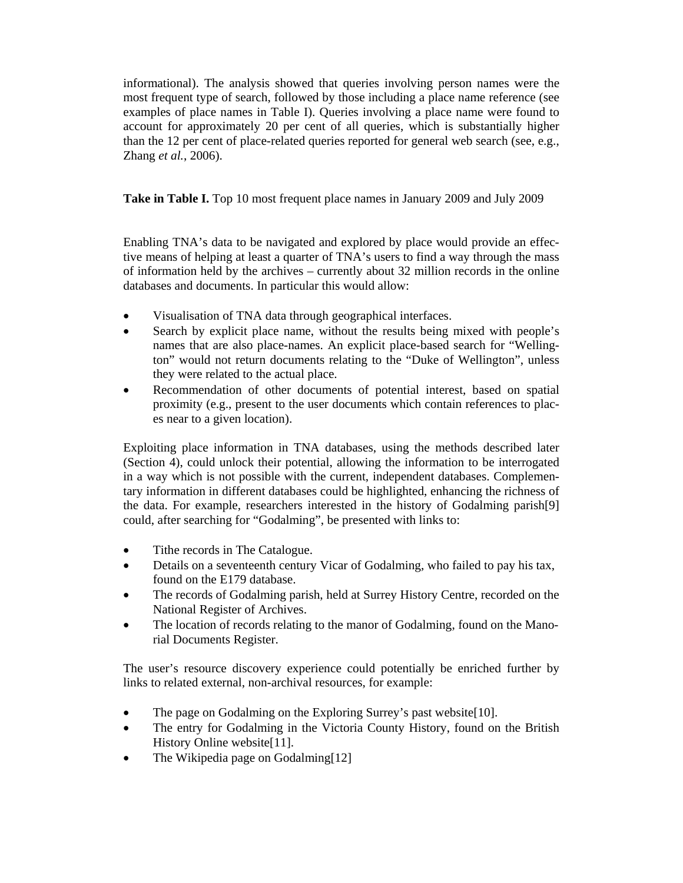informational). The analysis showed that queries involving person names were the most frequent type of search, followed by those including a place name reference (see examples of place names in Table I). Queries involving a place name were found to account for approximately 20 per cent of all queries, which is substantially higher than the 12 per cent of place-related queries reported for general web search (see, e.g., Zhang *et al.*, 2006).

**Take in Table I.** Top 10 most frequent place names in January 2009 and July 2009

Enabling TNA's data to be navigated and explored by place would provide an effective means of helping at least a quarter of TNA's users to find a way through the mass of information held by the archives – currently about 32 million records in the online databases and documents. In particular this would allow:

- Visualisation of TNA data through geographical interfaces.
- Search by explicit place name, without the results being mixed with people's names that are also place-names. An explicit place-based search for "Wellington" would not return documents relating to the "Duke of Wellington", unless they were related to the actual place.
- Recommendation of other documents of potential interest, based on spatial proximity (e.g., present to the user documents which contain references to places near to a given location).

Exploiting place information in TNA databases, using the methods described later (Section 4), could unlock their potential, allowing the information to be interrogated in a way which is not possible with the current, independent databases. Complementary information in different databases could be highlighted, enhancing the richness of the data. For example, researchers interested in the history of Godalming parish[9] could, after searching for "Godalming", be presented with links to:

- Tithe records in The Catalogue.
- Details on a seventeenth century Vicar of Godalming, who failed to pay his tax, found on the E179 database.
- The records of Godalming parish, held at Surrey History Centre, recorded on the National Register of Archives.
- The location of records relating to the manor of Godalming, found on the Manorial Documents Register.

The user's resource discovery experience could potentially be enriched further by links to related external, non-archival resources, for example:

- The page on Godalming on the Exploring Surrey's past website[10].
- The entry for Godalming in the Victoria County History, found on the British History Online website[11].
- The Wikipedia page on Godalming[12]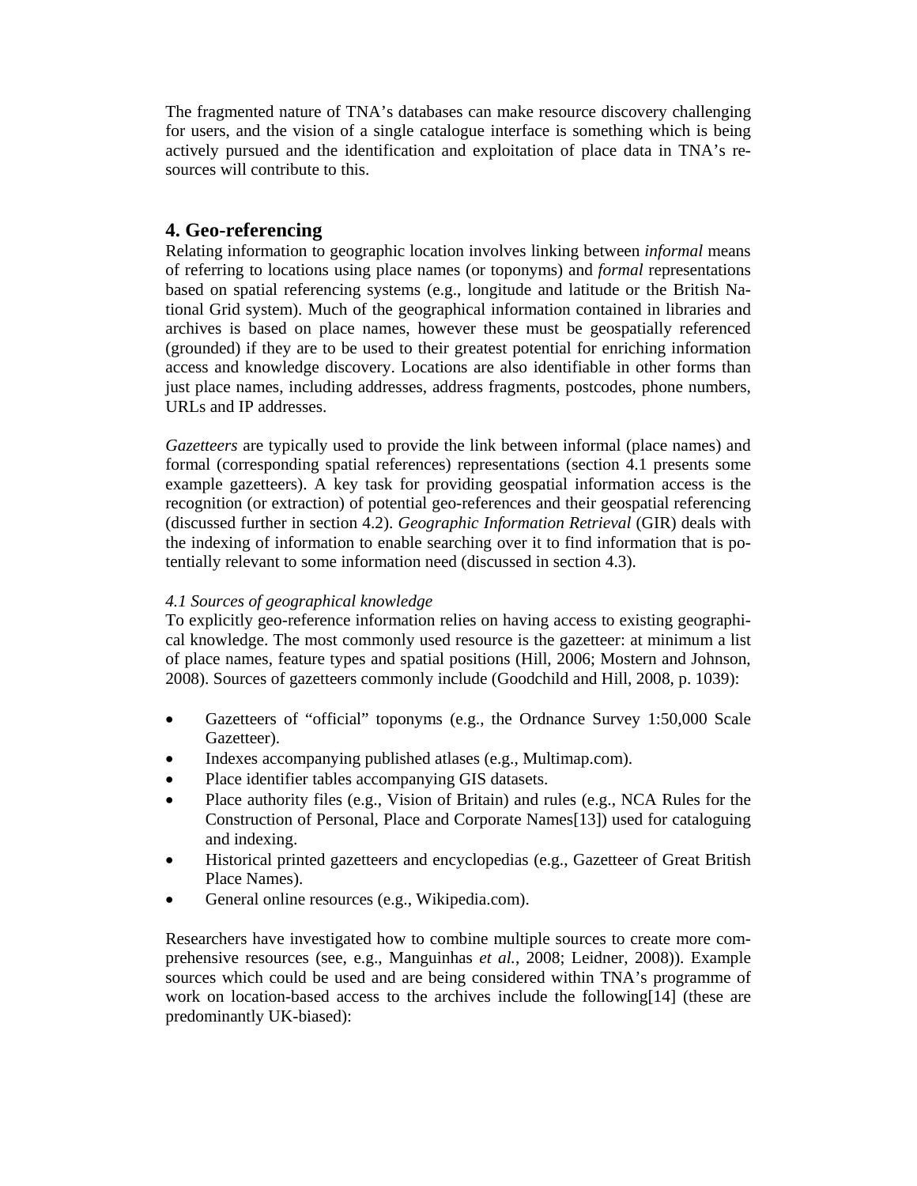The fragmented nature of TNA's databases can make resource discovery challenging for users, and the vision of a single catalogue interface is something which is being actively pursued and the identification and exploitation of place data in TNA's resources will contribute to this.

## 4. Geo-referencing

Relating information to geographic location involves linking between *informal* means of referring to locations using place names (or toponyms) and *formal* representations based on spatial referencing systems (e.g., longitude and latitude or the British National Grid system). Much of the geographical information contained in libraries and archives is based on place names, however these must be geospatially referenced (grounded) if they are to be used to their greatest potential for enriching information access and knowledge discovery. Locations are also identifiable in other forms than just place names, including addresses, address fragments, postcodes, phone numbers, URLs and IP addresses.

*Gazetteers* are typically used to provide the link between informal (place names) and formal (corresponding spatial references) representations (section 4.1 presents some example gazetteers). A key task for providing geospatial information access is the recognition (or extraction) of potential geo-references and their geospatial referencing (discussed further in section 4.2). *Geographic Information Retrieval* (GIR) deals with the indexing of information to enable searching over it to find information that is potentially relevant to some information need (discussed in section 4.3).

*4.1 Sources of geographical knowledge*

To explicitly geo-reference information relies on having access to existing geographical knowledge. The most commonly used resource is the gazetteer: at minimum a list of place names, feature types and spatial positions (Hill, 2006; Mostern and Johnson, 2008). Sources of gazetteers commonly include (Goodchild and Hill, 2008, p. 1039):

- Gazetteers of "official" toponyms (e.g., the Ordnance Survey 1:50,000 Scale Gazetteer).
- Indexes accompanying published atlases (e.g., Multimap.com).
- Place identifier tables accompanying GIS datasets.
- Place authority files (e.g., Vision of Britain) and rules (e.g., NCA Rules for the Construction of Personal, Place and Corporate Names[13]) used for cataloguing and indexing.
- Historical printed gazetteers and encyclopedias (e.g., Gazetteer of Great British Place Names).
- General online resources (e.g., Wikipedia.com).

Researchers have investigated how to combine multiple sources to create more comprehensive resources (see, e.g., Manguinhas *et al.*, 2008; Leidner, 2008)). Example sources which could be used and are being considered within TNA's programme of work on location-based access to the archives include the following[14] (these are predominantly UK-biased):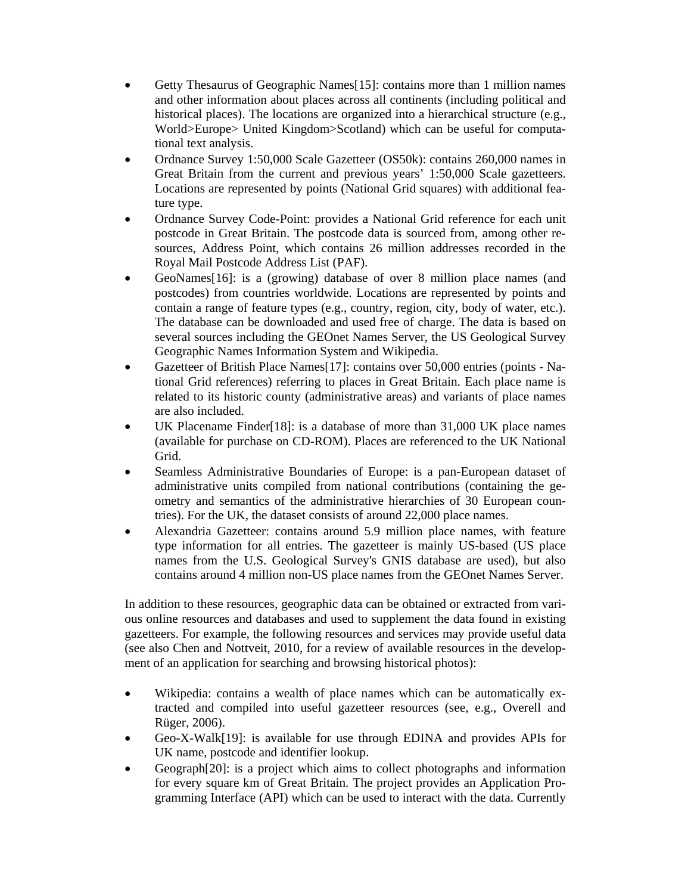- Getty Thesaurus of Geographic Names[15]: contains more than 1 million names and other information about places across all continents (including political and historical places). The locations are organized into a hierarchical structure (e.g., World>Europe> United Kingdom>Scotland) which can be useful for computational text analysis.
- Ordnance Survey 1:50,000 Scale Gazetteer (OS50k): contains 260,000 names in Great Britain from the current and previous years' 1:50,000 Scale gazetteers. Locations are represented by points (National Grid squares) with additional feature type.
- Ordnance Survey Code-Point: provides a National Grid reference for each unit postcode in Great Britain. The postcode data is sourced from, among other resources, Address Point, which contains 26 million addresses recorded in the Royal Mail Postcode Address List (PAF).
- GeoNames[16]: is a (growing) database of over 8 million place names (and postcodes) from countries worldwide. Locations are represented by points and contain a range of feature types (e.g., country, region, city, body of water, etc.). The database can be downloaded and used free of charge. The data is based on several sources including the GEOnet Names Server, the US Geological Survey Geographic Names Information System and Wikipedia.
- Gazetteer of British Place Names[17]: contains over 50,000 entries (points - National Grid references) referring to places in Great Britain. Each place name is related to its historic county (administrative areas) and variants of place names are also included.
- UK Placename Finder[18]: is a database of more than 31,000 UK place names (available for purchase on CD-ROM). Places are referenced to the UK National Grid.
- Seamless Administrative Boundaries of Europe: is a pan-European dataset of administrative units compiled from national contributions (containing the geometry and semantics of the administrative hierarchies of 30 European countries). For the UK, the dataset consists of around 22,000 place names.
- Alexandria Gazetteer: contains around 5.9 million place names, with feature type information for all entries. The gazetteer is mainly US-based (US place names from the U.S. Geological Survey's GNIS database are used), but also contains around 4 million non-US place names from the GEOnet Names Server.

In addition to these resources, geographic data can be obtained or extracted from various online resources and databases and used to supplement the data found in existing gazetteers. For example, the following resources and services may provide useful data (see also Chen and Nottveit, 2010, for a review of available resources in the development of an application for searching and browsing historical photos):

- Wikipedia: contains a wealth of place names which can be automatically extracted and compiled into useful gazetteer resources (see, e.g., Overell and Rüger, 2006).
- Geo-X-Walk[19]: is available for use through EDINA and provides APIs for UK name, postcode and identifier lookup.
- Geograph[20]: is a project which aims to collect photographs and information for every square km of Great Britain. The project provides an Application Programming Interface (API) which can be used to interact with the data. Currently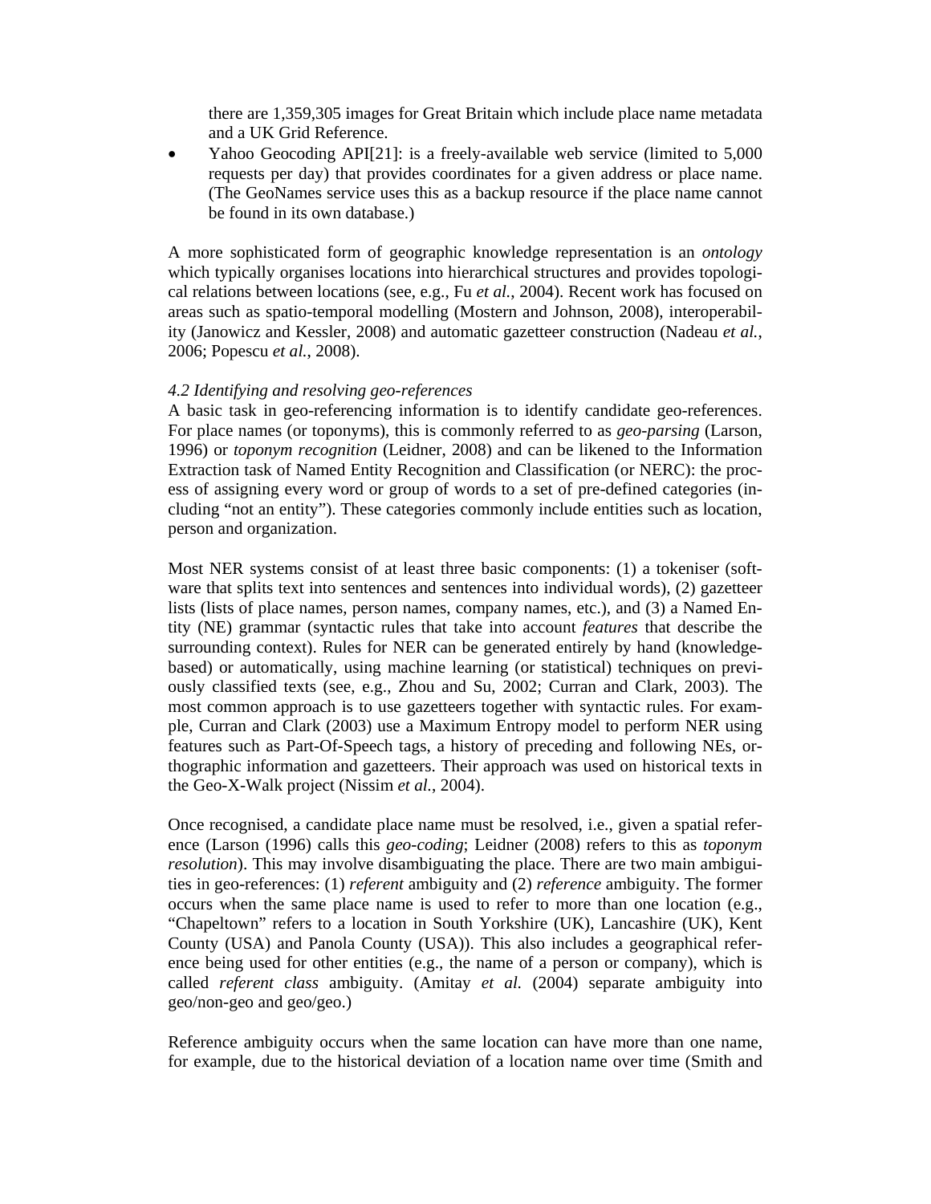there are 1,359,305 images for Great Britain which include place name metadata and a UK Grid Reference.

- Yahoo Geocoding API[21]: is a freely-available web service (limited to 5,000 requests per day) that provides coordinates for a given address or place name. (The GeoNames service uses this as a backup resource if the place name cannot be found in its own database.)

A more sophisticated form of geographic knowledge representation is an *ontology* which typically organises locations into hierarchical structures and provides topological relations between locations (see, e.g., Fu *et al.*, 2004). Recent work has focused on areas such as spatio-temporal modelling (Mostern and Johnson, 2008), interoperability (Janowicz and Kessler, 2008) and automatic gazetteer construction (Nadeau *et al.*, 2006; Popescu *et al.*, 2008).

*4.2 Identifying and resolving geo-references*

A basic task in geo-referencing information is to identify candidate geo-references. For place names (or toponyms), this is commonly referred to as *geo-parsing* (Larson, 1996) or *toponym recognition* (Leidner, 2008) and can be likened to the Information Extraction task of Named Entity Recognition and Classification (or NERC): the process of assigning every word or group of words to a set of pre-defined categories (including "not an entity"). These categories commonly include entities such as location, person and organization.

Most NER systems consist of at least three basic components: (1) a tokeniser (software that splits text into sentences and sentences into individual words), (2) gazetteer lists (lists of place names, person names, company names, etc.), and (3) a Named Entity (NE) grammar (syntactic rules that take into account *features* that describe the surrounding context). Rules for NER can be generated entirely by hand (knowledge-based) or automatically, using machine learning (or statistical) techniques on previously classified texts (see, e.g., Zhou and Su, 2002; Curran and Clark, 2003). The most common approach is to use gazetteers together with syntactic rules. For example, Curran and Clark (2003) use a Maximum Entropy model to perform NER using features such as Part-Of-Speech tags, a history of preceding and following NEs, orthographic information and gazetteers. Their approach was used on historical texts in the Geo-X-Walk project (Nissim *et al.*, 2004).

Once recognised, a candidate place name must be resolved, i.e., given a spatial reference (Larson (1996) calls this *geo-coding*; Leidner (2008) refers to this as *toponym resolution*). This may involve disambiguating the place. There are two main ambiguities in geo-references: (1) *referent* ambiguity and (2) *reference* ambiguity. The former occurs when the same place name is used to refer to more than one location (e.g., "Chapeltown" refers to a location in South Yorkshire (UK), Lancashire (UK), Kent County (USA) and Panola County (USA)). This also includes a geographical reference being used for other entities (e.g., the name of a person or company), which is called *referent class* ambiguity. (Amitay *et al.* (2004) separate ambiguity into geo/non-geo and geo/geo.)

Reference ambiguity occurs when the same location can have more than one name, for example, due to the historical deviation of a location name over time (Smith and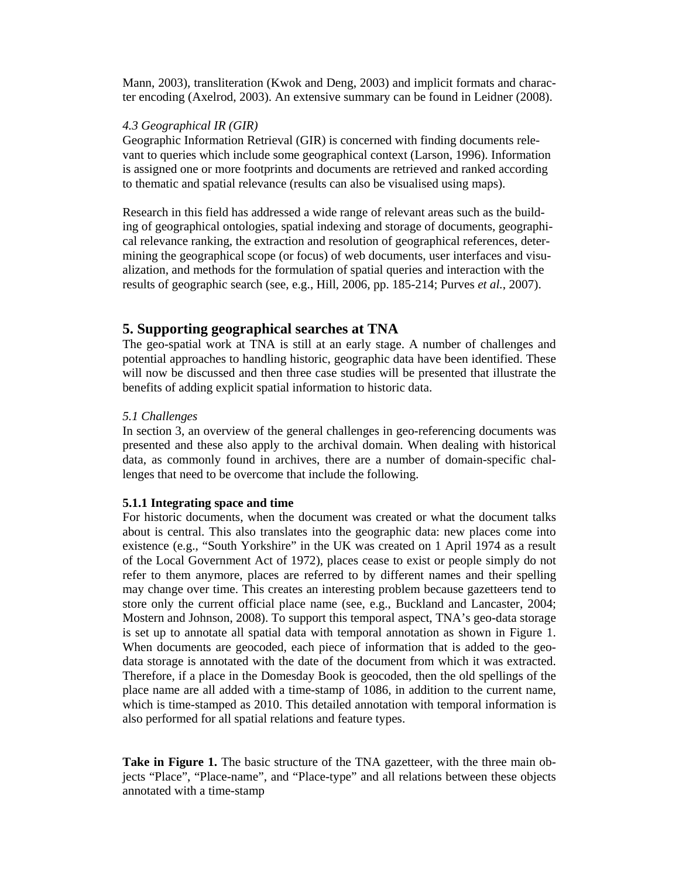Mann, 2003), transliteration (Kwok and Deng, 2003) and implicit formats and character encoding (Axelrod, 2003). An extensive summary can be found in Leidner (2008).

*4.3 Geographical IR (GIR)*

Geographic Information Retrieval (GIR) is concerned with finding documents relevant to queries which include some geographical context (Larson, 1996). Information is assigned one or more footprints and documents are retrieved and ranked according to thematic and spatial relevance (results can also be visualised using maps).

Research in this field has addressed a wide range of relevant areas such as the building of geographical ontologies, spatial indexing and storage of documents, geographical relevance ranking, the extraction and resolution of geographical references, determining the geographical scope (or focus) of web documents, user interfaces and visualization, and methods for the formulation of spatial queries and interaction with the results of geographic search (see, e.g., Hill, 2006, pp. 185-214; Purves *et al.*, 2007).

## 5. Supporting geographical searches at TNA

The geo-spatial work at TNA is still at an early stage. A number of challenges and potential approaches to handling historic, geographic data have been identified. These will now be discussed and then three case studies will be presented that illustrate the benefits of adding explicit spatial information to historic data.

*5.1 Challenges*

In section 3, an overview of the general challenges in geo-referencing documents was presented and these also apply to the archival domain. When dealing with historical data, as commonly found in archives, there are a number of domain-specific challenges that need to be overcome that include the following.

**5.1.1 Integrating space and time**

For historic documents, when the document was created or what the document talks about is central. This also translates into the geographic data: new places come into existence (e.g., "South Yorkshire" in the UK was created on 1 April 1974 as a result of the Local Government Act of 1972), places cease to exist or people simply do not refer to them anymore, places are referred to by different names and their spelling may change over time. This creates an interesting problem because gazetteers tend to store only the current official place name (see, e.g., Buckland and Lancaster, 2004; Mostern and Johnson, 2008). To support this temporal aspect, TNA's geo-data storage is set up to annotate all spatial data with temporal annotation as shown in Figure 1. When documents are geocoded, each piece of information that is added to the geo-data storage is annotated with the date of the document from which it was extracted. Therefore, if a place in the Domesday Book is geocoded, then the old spellings of the place name are all added with a time-stamp of 1086, in addition to the current name, which is time-stamped as 2010. This detailed annotation with temporal information is also performed for all spatial relations and feature types.

**Take in Figure 1.** The basic structure of the TNA gazetteer, with the three main objects "Place", "Place-name", and "Place-type" and all relations between these objects annotated with a time-stamp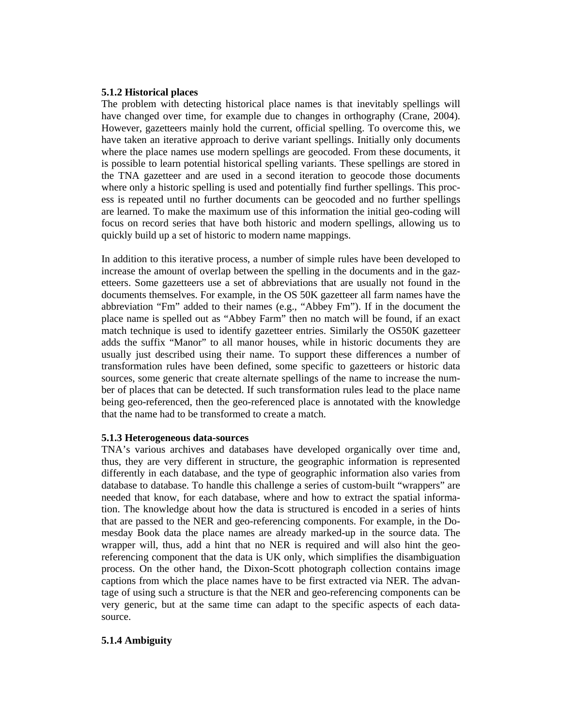### 5.1.2 Historical places

The problem with detecting historical place names is that inevitably spellings will have changed over time, for example due to changes in orthography (Crane, 2004). However, gazetteers mainly hold the current, official spelling. To overcome this, we have taken an iterative approach to derive variant spellings. Initially only documents where the place names use modern spellings are geocoded. From these documents, it is possible to learn potential historical spelling variants. These spellings are stored in the TNA gazetteer and are used in a second iteration to geocode those documents where only a historic spelling is used and potentially find further spellings. This process is repeated until no further documents can be geocoded and no further spellings are learned. To make the maximum use of this information the initial geo-coding will focus on record series that have both historic and modern spellings, allowing us to quickly build up a set of historic to modern name mappings.

In addition to this iterative process, a number of simple rules have been developed to increase the amount of overlap between the spelling in the documents and in the gazetteers. Some gazetteers use a set of abbreviations that are usually not found in the documents themselves. For example, in the OS 50K gazetteer all farm names have the abbreviation “Fm” added to their names (e.g., “Abbey Fm”). If in the document the place name is spelled out as “Abbey Farm” then no match will be found, if an exact match technique is used to identify gazetteer entries. Similarly the OS50K gazetteer adds the suffix “Manor” to all manor houses, while in historic documents they are usually just described using their name. To support these differences a number of transformation rules have been defined, some specific to gazetteers or historic data sources, some generic that create alternate spellings of the name to increase the number of places that can be detected. If such transformation rules lead to the place name being geo-referenced, then the geo-referenced place is annotated with the knowledge that the name had to be transformed to create a match.

### 5.1.3 Heterogeneous data-sources

TNA’s various archives and databases have developed organically over time and, thus, they are very different in structure, the geographic information is represented differently in each database, and the type of geographic information also varies from database to database. To handle this challenge a series of custom-built “wrappers” are needed that know, for each database, where and how to extract the spatial information. The knowledge about how the data is structured is encoded in a series of hints that are passed to the NER and geo-referencing components. For example, in the Domesday Book data the place names are already marked-up in the source data. The wrapper will, thus, add a hint that no NER is required and will also hint the geo-referencing component that the data is UK only, which simplifies the disambiguation process. On the other hand, the Dixon-Scott photograph collection contains image captions from which the place names have to be first extracted via NER. The advantage of using such a structure is that the NER and geo-referencing components can be very generic, but at the same time can adapt to the specific aspects of each data-source.

### 5.1.4 Ambiguity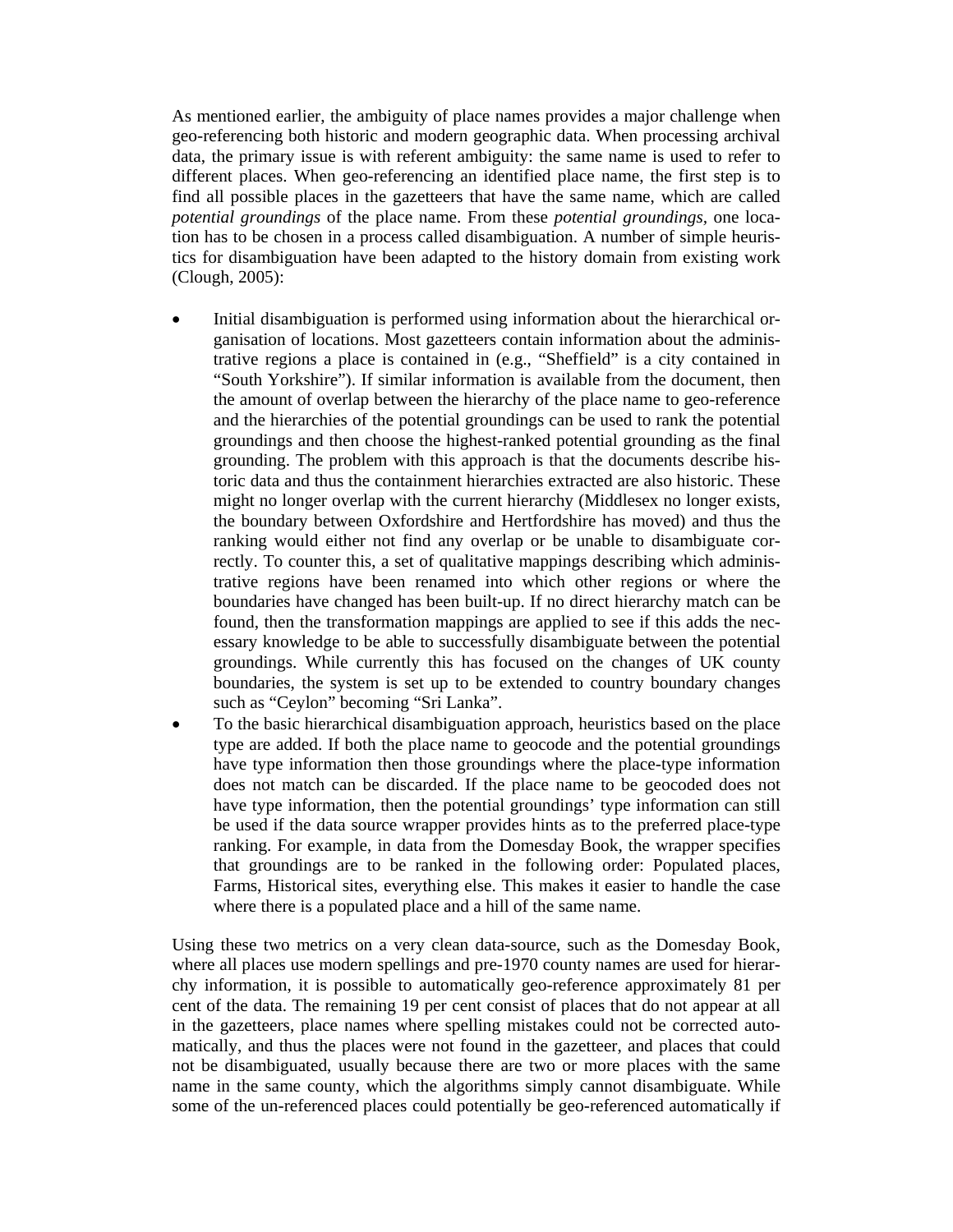As mentioned earlier, the ambiguity of place names provides a major challenge when geo-referencing both historic and modern geographic data. When processing archival data, the primary issue is with referent ambiguity: the same name is used to refer to different places. When geo-referencing an identified place name, the first step is to find all possible places in the gazetteers that have the same name, which are called *potential groundings* of the place name. From these *potential groundings*, one location has to be chosen in a process called disambiguation. A number of simple heuristics for disambiguation have been adapted to the history domain from existing work (Clough, 2005):

- Initial disambiguation is performed using information about the hierarchical organisation of locations. Most gazetteers contain information about the administrative regions a place is contained in (e.g., "Sheffield" is a city contained in "South Yorkshire"). If similar information is available from the document, then the amount of overlap between the hierarchy of the place name to geo-reference and the hierarchies of the potential groundings can be used to rank the potential groundings and then choose the highest-ranked potential grounding as the final grounding. The problem with this approach is that the documents describe historic data and thus the containment hierarchies extracted are also historic. These might no longer overlap with the current hierarchy (Middlesex no longer exists, the boundary between Oxfordshire and Hertfordshire has moved) and thus the ranking would either not find any overlap or be unable to disambiguate correctly. To counter this, a set of qualitative mappings describing which administrative regions have been renamed into which other regions or where the boundaries have changed has been built-up. If no direct hierarchy match can be found, then the transformation mappings are applied to see if this adds the necessary knowledge to be able to successfully disambiguate between the potential groundings. While currently this has focused on the changes of UK county boundaries, the system is set up to be extended to country boundary changes such as "Ceylon" becoming "Sri Lanka".
- To the basic hierarchical disambiguation approach, heuristics based on the place type are added. If both the place name to geocode and the potential groundings have type information then those groundings where the place-type information does not match can be discarded. If the place name to be geocoded does not have type information, then the potential groundings' type information can still be used if the data source wrapper provides hints as to the preferred place-type ranking. For example, in data from the Domesday Book, the wrapper specifies that groundings are to be ranked in the following order: Populated places, Farms, Historical sites, everything else. This makes it easier to handle the case where there is a populated place and a hill of the same name.

Using these two metrics on a very clean data-source, such as the Domesday Book, where all places use modern spellings and pre-1970 county names are used for hierarchy information, it is possible to automatically geo-reference approximately 81 per cent of the data. The remaining 19 per cent consist of places that do not appear at all in the gazetteers, place names where spelling mistakes could not be corrected automatically, and thus the places were not found in the gazetteer, and places that could not be disambiguated, usually because there are two or more places with the same name in the same county, which the algorithms simply cannot disambiguate. While some of the un-referenced places could potentially be geo-referenced automatically if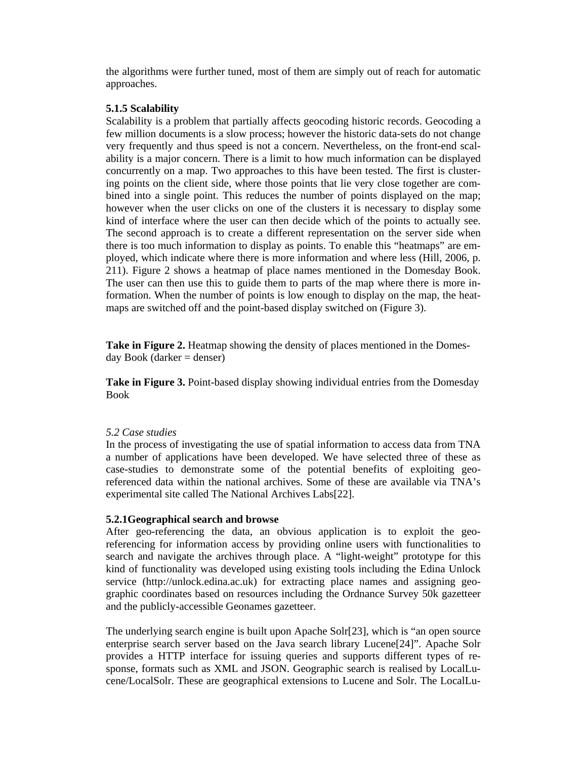the algorithms were further tuned, most of them are simply out of reach for automatic approaches.

**5.1.5 Scalability**

Scalability is a problem that partially affects geocoding historic records. Geocoding a few million documents is a slow process; however the historic data-sets do not change very frequently and thus speed is not a concern. Nevertheless, on the front-end scalability is a major concern. There is a limit to how much information can be displayed concurrently on a map. Two approaches to this have been tested. The first is clustering points on the client side, where those points that lie very close together are combined into a single point. This reduces the number of points displayed on the map; however when the user clicks on one of the clusters it is necessary to display some kind of interface where the user can then decide which of the points to actually see. The second approach is to create a different representation on the server side when there is too much information to display as points. To enable this "heatmaps" are employed, which indicate where there is more information and where less (Hill, 2006, p. 211). Figure 2 shows a heatmap of place names mentioned in the Domesday Book. The user can then use this to guide them to parts of the map where there is more information. When the number of points is low enough to display on the map, the heatmaps are switched off and the point-based display switched on (Figure 3).

**Take in Figure 2.** Heatmap showing the density of places mentioned in the Domesday Book (darker = denser)

**Take in Figure 3.** Point-based display showing individual entries from the Domesday Book

*5.2 Case studies*

In the process of investigating the use of spatial information to access data from TNA a number of applications have been developed. We have selected three of these as case-studies to demonstrate some of the potential benefits of exploiting geo-referenced data within the national archives. Some of these are available via TNA's experimental site called The National Archives Labs[22].

**5.2.1Geographical search and browse**

After geo-referencing the data, an obvious application is to exploit the geo-referencing for information access by providing online users with functionalities to search and navigate the archives through place. A "light-weight" prototype for this kind of functionality was developed using existing tools including the Edina Unlock service (http://unlock.edina.ac.uk) for extracting place names and assigning geographic coordinates based on resources including the Ordnance Survey 50k gazetteer and the publicly-accessible Geonames gazetteer.

The underlying search engine is built upon Apache Solr[23], which is "an open source enterprise search server based on the Java search library Lucene[24]". Apache Solr provides a HTTP interface for issuing queries and supports different types of response, formats such as XML and JSON. Geographic search is realised by LocalLucene/LocalSolr. These are geographical extensions to Lucene and Solr. The LocalLu-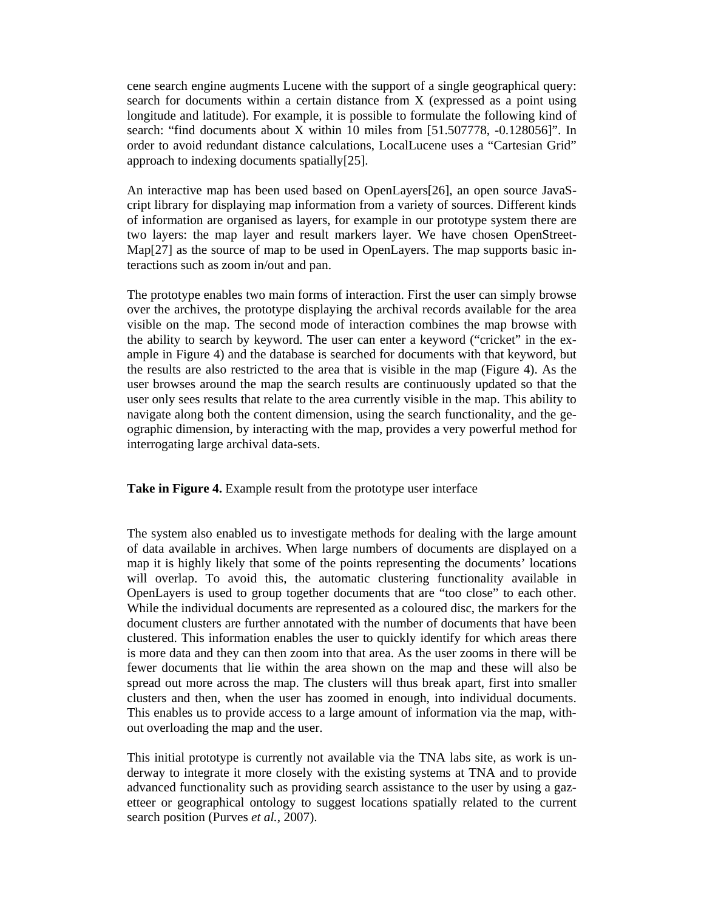cene search engine augments Lucene with the support of a single geographical query: search for documents within a certain distance from X (expressed as a point using longitude and latitude). For example, it is possible to formulate the following kind of search: "find documents about X within 10 miles from [51.507778, -0.128056]". In order to avoid redundant distance calculations, LocalLucene uses a "Cartesian Grid" approach to indexing documents spatially[25].

An interactive map has been used based on OpenLayers[26], an open source JavaScript library for displaying map information from a variety of sources. Different kinds of information are organised as layers, for example in our prototype system there are two layers: the map layer and result markers layer. We have chosen OpenStreetMap[27] as the source of map to be used in OpenLayers. The map supports basic interactions such as zoom in/out and pan.

The prototype enables two main forms of interaction. First the user can simply browse over the archives, the prototype displaying the archival records available for the area visible on the map. The second mode of interaction combines the map browse with the ability to search by keyword. The user can enter a keyword ("cricket" in the example in Figure 4) and the database is searched for documents with that keyword, but the results are also restricted to the area that is visible in the map (Figure 4). As the user browses around the map the search results are continuously updated so that the user only sees results that relate to the area currently visible in the map. This ability to navigate along both the content dimension, using the search functionality, and the geographic dimension, by interacting with the map, provides a very powerful method for interrogating large archival data-sets.

**Take in Figure 4.** Example result from the prototype user interface

The system also enabled us to investigate methods for dealing with the large amount of data available in archives. When large numbers of documents are displayed on a map it is highly likely that some of the points representing the documents' locations will overlap. To avoid this, the automatic clustering functionality available in OpenLayers is used to group together documents that are "too close" to each other. While the individual documents are represented as a coloured disc, the markers for the document clusters are further annotated with the number of documents that have been clustered. This information enables the user to quickly identify for which areas there is more data and they can then zoom into that area. As the user zooms in there will be fewer documents that lie within the area shown on the map and these will also be spread out more across the map. The clusters will thus break apart, first into smaller clusters and then, when the user has zoomed in enough, into individual documents. This enables us to provide access to a large amount of information via the map, without overloading the map and the user.

This initial prototype is currently not available via the TNA labs site, as work is underway to integrate it more closely with the existing systems at TNA and to provide advanced functionality such as providing search assistance to the user by using a gazetteer or geographical ontology to suggest locations spatially related to the current search position (Purves *et al.*, 2007).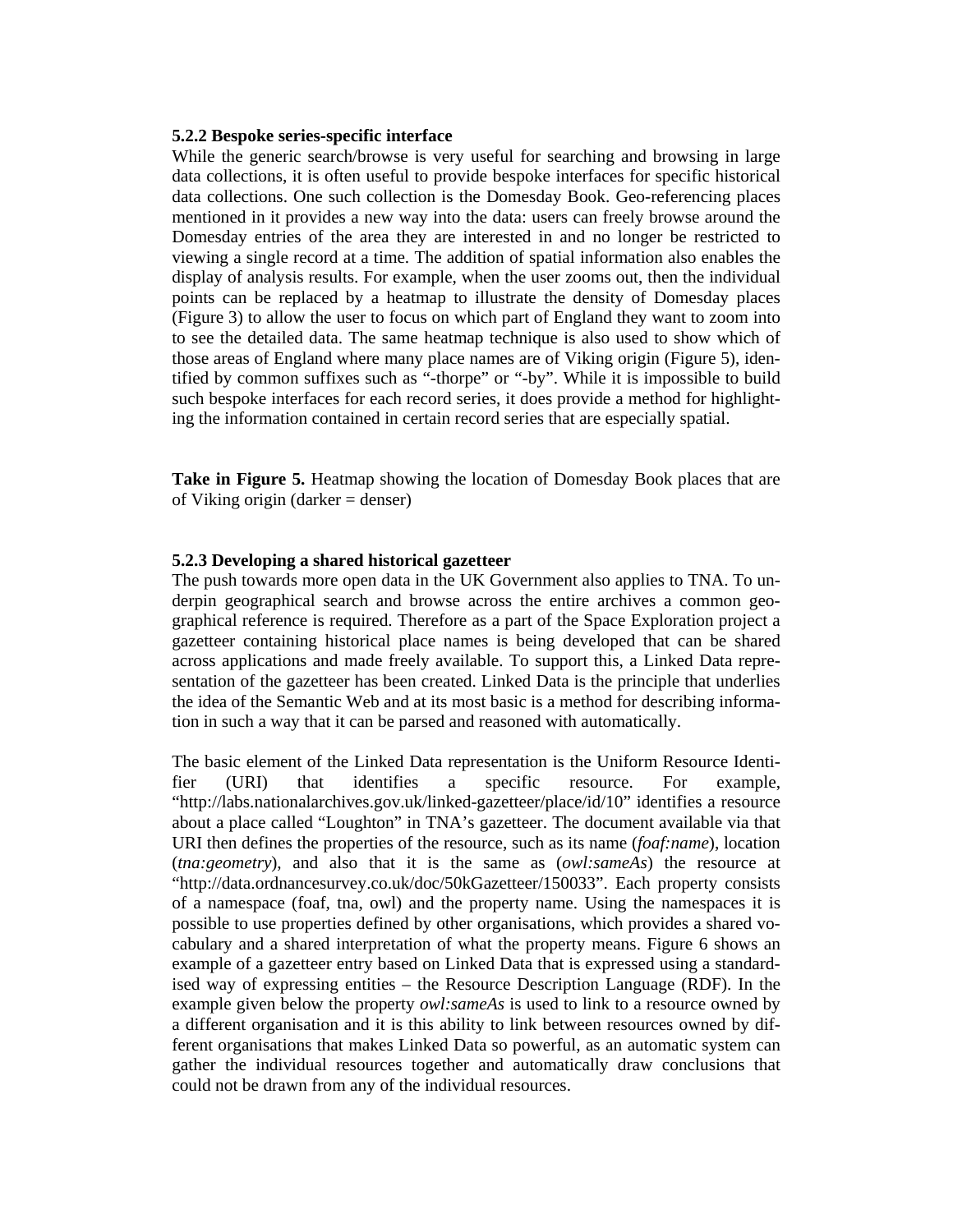### 5.2.2 Bespoke series-specific interface

While the generic search/browse is very useful for searching and browsing in large data collections, it is often useful to provide bespoke interfaces for specific historical data collections. One such collection is the Domesday Book. Geo-referencing places mentioned in it provides a new way into the data: users can freely browse around the Domesday entries of the area they are interested in and no longer be restricted to viewing a single record at a time. The addition of spatial information also enables the display of analysis results. For example, when the user zooms out, then the individual points can be replaced by a heatmap to illustrate the density of Domesday places (Figure 3) to allow the user to focus on which part of England they want to zoom into to see the detailed data. The same heatmap technique is also used to show which of those areas of England where many place names are of Viking origin (Figure 5), identified by common suffixes such as "-thorpe" or "-by". While it is impossible to build such bespoke interfaces for each record series, it does provide a method for highlighting the information contained in certain record series that are especially spatial.

**Take in Figure 5.** Heatmap showing the location of Domesday Book places that are of Viking origin (darker = denser)

### 5.2.3 Developing a shared historical gazetteer

The push towards more open data in the UK Government also applies to TNA. To underpin geographical search and browse across the entire archives a common geographical reference is required. Therefore as a part of the Space Exploration project a gazetteer containing historical place names is being developed that can be shared across applications and made freely available. To support this, a Linked Data representation of the gazetteer has been created. Linked Data is the principle that underlies the idea of the Semantic Web and at its most basic is a method for describing information in such a way that it can be parsed and reasoned with automatically.

The basic element of the Linked Data representation is the Uniform Resource Identifier (URI) that identifies a specific resource. For example, "http://labs.nationalarchives.gov.uk/linked-gazetteer/place/id/10" identifies a resource about a place called "Loughton" in TNA's gazetteer. The document available via that URI then defines the properties of the resource, such as its name (*foaf:name*), location (*tna:geometry*), and also that it is the same as (*owl:sameAs*) the resource at "http://data.ordnancesurvey.co.uk/doc/50kGazetteer/150033". Each property consists of a namespace (foaf, tna, owl) and the property name. Using the namespaces it is possible to use properties defined by other organisations, which provides a shared vocabulary and a shared interpretation of what the property means. Figure 6 shows an example of a gazetteer entry based on Linked Data that is expressed using a standardised way of expressing entities – the Resource Description Language (RDF). In the example given below the property *owl:sameAs* is used to link to a resource owned by a different organisation and it is this ability to link between resources owned by different organisations that makes Linked Data so powerful, as an automatic system can gather the individual resources together and automatically draw conclusions that could not be drawn from any of the individual resources.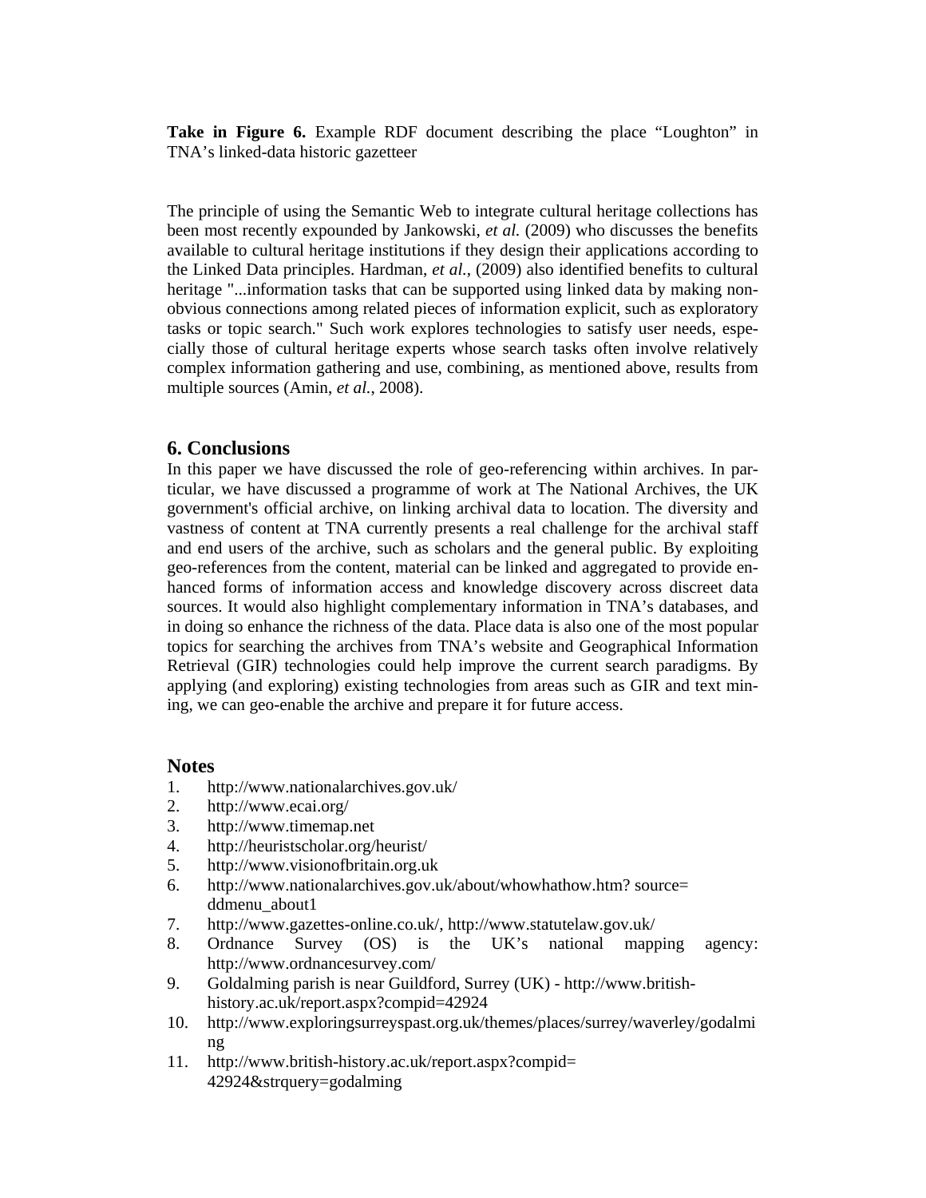**Take in Figure 6.** Example RDF document describing the place "Loughton" in TNA's linked-data historic gazetteer

The principle of using the Semantic Web to integrate cultural heritage collections has been most recently expounded by Jankowski, *et al.* (2009) who discusses the benefits available to cultural heritage institutions if they design their applications according to the Linked Data principles. Hardman, *et al.*, (2009) also identified benefits to cultural heritage "...information tasks that can be supported using linked data by making non-obvious connections among related pieces of information explicit, such as exploratory tasks or topic search." Such work explores technologies to satisfy user needs, especially those of cultural heritage experts whose search tasks often involve relatively complex information gathering and use, combining, as mentioned above, results from multiple sources (Amin, *et al.*, 2008).

## 6. Conclusions

In this paper we have discussed the role of geo-referencing within archives. In particular, we have discussed a programme of work at The National Archives, the UK government's official archive, on linking archival data to location. The diversity and vastness of content at TNA currently presents a real challenge for the archival staff and end users of the archive, such as scholars and the general public. By exploiting geo-references from the content, material can be linked and aggregated to provide enhanced forms of information access and knowledge discovery across discreet data sources. It would also highlight complementary information in TNA's databases, and in doing so enhance the richness of the data. Place data is also one of the most popular topics for searching the archives from TNA's website and Geographical Information Retrieval (GIR) technologies could help improve the current search paradigms. By applying (and exploring) existing technologies from areas such as GIR and text mining, we can geo-enable the archive and prepare it for future access.

## Notes

1. http://www.nationalarchives.gov.uk/
2. http://www.ecai.org/
3. http://www.timemap.net
4. http://heuristscholar.org/heurist/
5. http://www.visionofbritain.org.uk
6. http://www.nationalarchives.gov.uk/about/whowhathow.htm? source= ddmenu_about1
7. http://www.gazettes-online.co.uk/, http://www.statutelaw.gov.uk/
8. Ordnance Survey (OS) is the UK's national mapping agency: http://www.ordnancesurvey.com/
9. Goldalming parish is near Guildford, Surrey (UK) - http://www.british-history.ac.uk/report.aspx?compid=42924
10. http://www.exploringsurreyspast.org.uk/themes/places/surrey/waverley/godalming
11. http://www.british-history.ac.uk/report.aspx?compid= 42924&strquery=godalming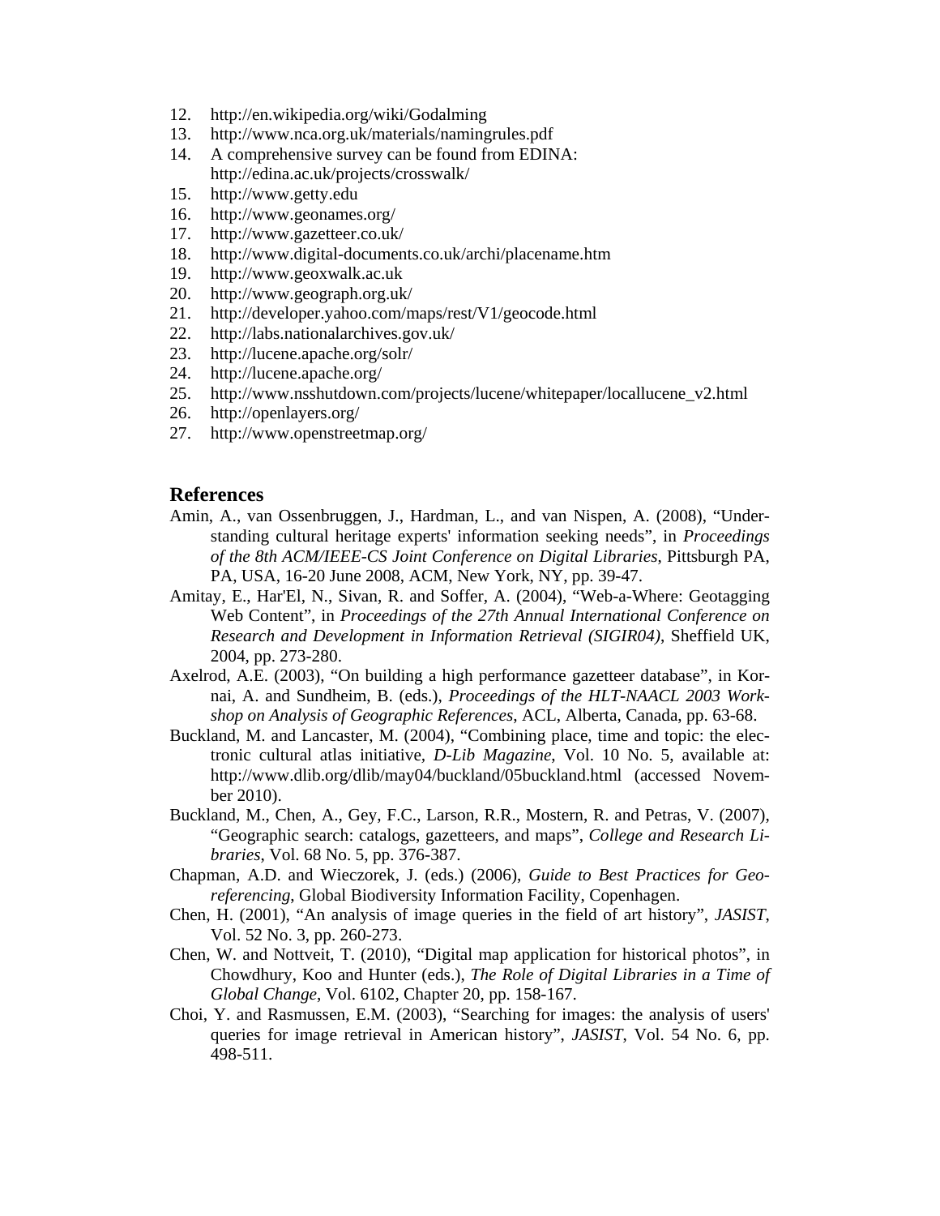12. http://en.wikipedia.org/wiki/Godalming
13. http://www.nca.org.uk/materials/namingrules.pdf
14. A comprehensive survey can be found from EDINA: http://edina.ac.uk/projects/crosswalk/
15. http://www.getty.edu
16. http://www.geonames.org/
17. http://www.gazetteer.co.uk/
18. http://www.digital-documents.co.uk/archi/placename.htm
19. http://www.geoxwalk.ac.uk
20. http://www.geograph.org.uk/
21. http://developer.yahoo.com/maps/rest/V1/geocode.html
22. http://labs.nationalarchives.gov.uk/
23. http://lucene.apache.org/solr/
24. http://lucene.apache.org/
25. http://www.nsshutdown.com/projects/lucene/whitepaper/locallucene_v2.html
26. http://openlayers.org/
27. http://www.openstreetmap.org/

## References

Amin, A., van Ossenbruggen, J., Hardman, L., and van Nispen, A. (2008), "Understanding cultural heritage experts' information seeking needs", in *Proceedings of the 8th ACM/IEEE-CS Joint Conference on Digital Libraries*, Pittsburgh PA, PA, USA, 16-20 June 2008, ACM, New York, NY, pp. 39-47.

Amitay, E., Har'El, N., Sivan, R. and Soffer, A. (2004), "Web-a-Where: Geotagging Web Content", in *Proceedings of the 27th Annual International Conference on Research and Development in Information Retrieval (SIGIR04)*, Sheffield UK, 2004, pp. 273-280.

Axelrod, A.E. (2003), "On building a high performance gazetteer database", in Kornai, A. and Sundheim, B. (eds.), *Proceedings of the HLT-NAACL 2003 Workshop on Analysis of Geographic References*, ACL, Alberta, Canada, pp. 63-68.

Buckland, M. and Lancaster, M. (2004), "Combining place, time and topic: the electronic cultural atlas initiative, *D-Lib Magazine*, Vol. 10 No. 5, available at: http://www.dlib.org/dlib/may04/buckland/05buckland.html (accessed November 2010).

Buckland, M., Chen, A., Gey, F.C., Larson, R.R., Mostern, R. and Petras, V. (2007), "Geographic search: catalogs, gazetteers, and maps", *College and Research Libraries*, Vol. 68 No. 5, pp. 376-387.

Chapman, A.D. and Wieczorek, J. (eds.) (2006), *Guide to Best Practices for Georeferencing*, Global Biodiversity Information Facility, Copenhagen.

Chen, H. (2001), "An analysis of image queries in the field of art history", *JASIST*, Vol. 52 No. 3, pp. 260-273.

Chen, W. and Nottveit, T. (2010), "Digital map application for historical photos", in Chowdhury, Koo and Hunter (eds.), *The Role of Digital Libraries in a Time of Global Change*, Vol. 6102, Chapter 20, pp. 158-167.

Choi, Y. and Rasmussen, E.M. (2003), "Searching for images: the analysis of users' queries for image retrieval in American history", *JASIST*, Vol. 54 No. 6, pp. 498-511.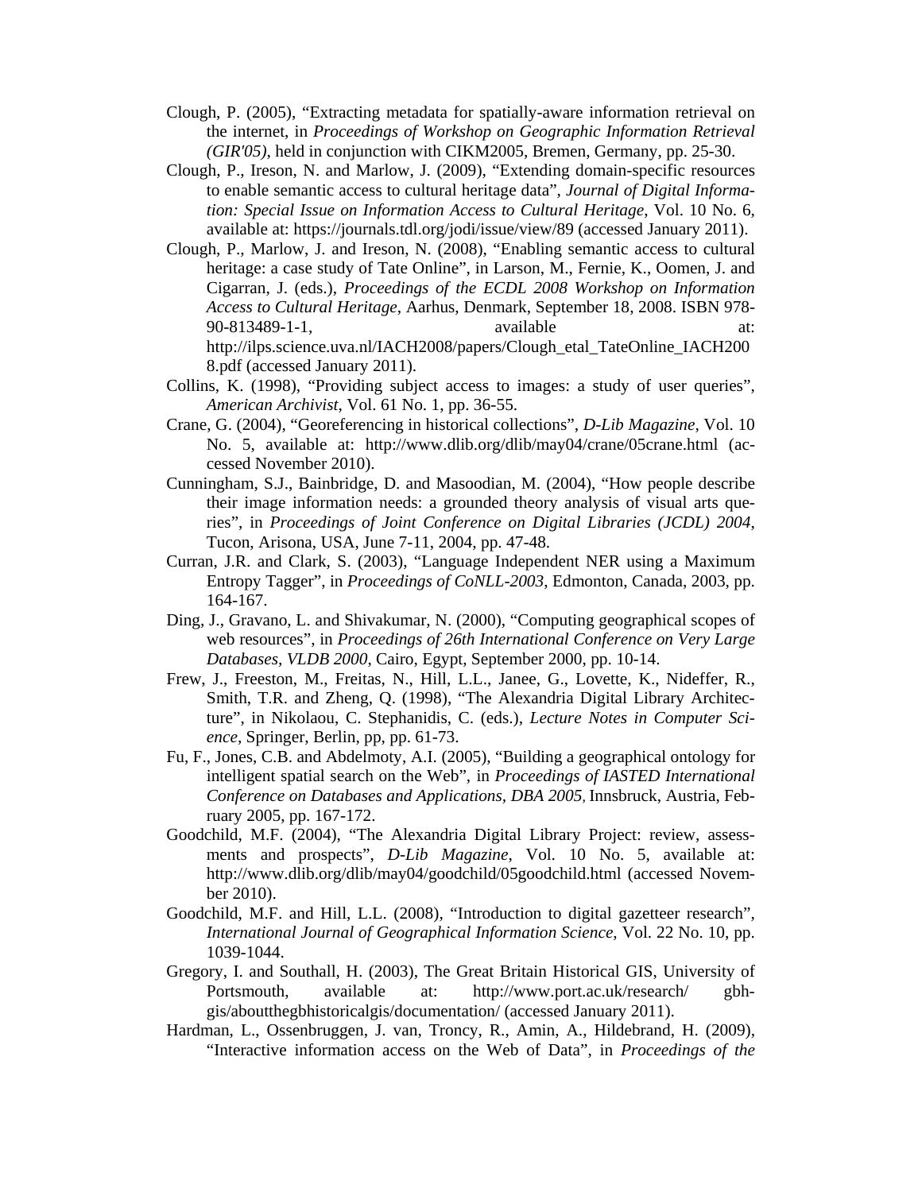Clough, P. (2005), “Extracting metadata for spatially-aware information retrieval on the internet, in *Proceedings of Workshop on Geographic Information Retrieval (GIR'05)*, held in conjunction with CIKM2005, Bremen, Germany, pp. 25-30.

Clough, P., Ireson, N. and Marlow, J. (2009), “Extending domain-specific resources to enable semantic access to cultural heritage data”, *Journal of Digital Information: Special Issue on Information Access to Cultural Heritage*, Vol. 10 No. 6, available at: https://journals.tdl.org/jodi/issue/view/89 (accessed January 2011).

Clough, P., Marlow, J. and Ireson, N. (2008), “Enabling semantic access to cultural heritage: a case study of Tate Online”, in Larson, M., Fernie, K., Oomen, J. and Cigarran, J. (eds.), *Proceedings of the ECDL 2008 Workshop on Information Access to Cultural Heritage*, Aarhus, Denmark, September 18, 2008. ISBN 978-90-813489-1-1, available at: http://ilps.science.uva.nl/IACH2008/papers/Clough_etal_TateOnline_IACH2008.pdf (accessed January 2011).

Collins, K. (1998), “Providing subject access to images: a study of user queries”, *American Archivist*, Vol. 61 No. 1, pp. 36-55.

Crane, G. (2004), “Georeferencing in historical collections”, *D-Lib Magazine*, Vol. 10 No. 5, available at: http://www.dlib.org/dlib/may04/crane/05crane.html (accessed November 2010).

Cunningham, S.J., Bainbridge, D. and Masoodian, M. (2004), “How people describe their image information needs: a grounded theory analysis of visual arts queries”, in *Proceedings of Joint Conference on Digital Libraries (JCDL) 2004*, Tucon, Arisona, USA, June 7-11, 2004, pp. 47-48.

Curran, J.R. and Clark, S. (2003), “Language Independent NER using a Maximum Entropy Tagger”, in *Proceedings of CoNLL-2003*, Edmonton, Canada, 2003, pp. 164-167.

Ding, J., Gravano, L. and Shivakumar, N. (2000), “Computing geographical scopes of web resources”, in *Proceedings of 26th International Conference on Very Large Databases, VLDB 2000*, Cairo, Egypt, September 2000, pp. 10-14.

Frew, J., Freeston, M., Freitas, N., Hill, L.L., Janee, G., Lovette, K., Nideffer, R., Smith, T.R. and Zheng, Q. (1998), “The Alexandria Digital Library Architecture”, in Nikolaou, C. Stephanidis, C. (eds.), *Lecture Notes in Computer Science*, Springer, Berlin, pp, pp. 61-73.

Fu, F., Jones, C.B. and Abdelmoty, A.I. (2005), “Building a geographical ontology for intelligent spatial search on the Web”, in *Proceedings of IASTED International Conference on Databases and Applications, DBA 2005*, Innsbruck, Austria, February 2005, pp. 167-172.

Goodchild, M.F. (2004), “The Alexandria Digital Library Project: review, assessments and prospects”, *D-Lib Magazine*, Vol. 10 No. 5, available at: http://www.dlib.org/dlib/may04/goodchild/05goodchild.html (accessed November 2010).

Goodchild, M.F. and Hill, L.L. (2008), “Introduction to digital gazetteer research”, *International Journal of Geographical Information Science*, Vol. 22 No. 10, pp. 1039-1044.

Gregory, I. and Southall, H. (2003), The Great Britain Historical GIS, University of Portsmouth, available at: http://www.port.ac.uk/research/ gbhgis/aboutthegbhistoricalgis/documentation/ (accessed January 2011).

Hardman, L., Ossenbruggen, J. van, Troncy, R., Amin, A., Hildebrand, H. (2009), “Interactive information access on the Web of Data”, in *Proceedings of the*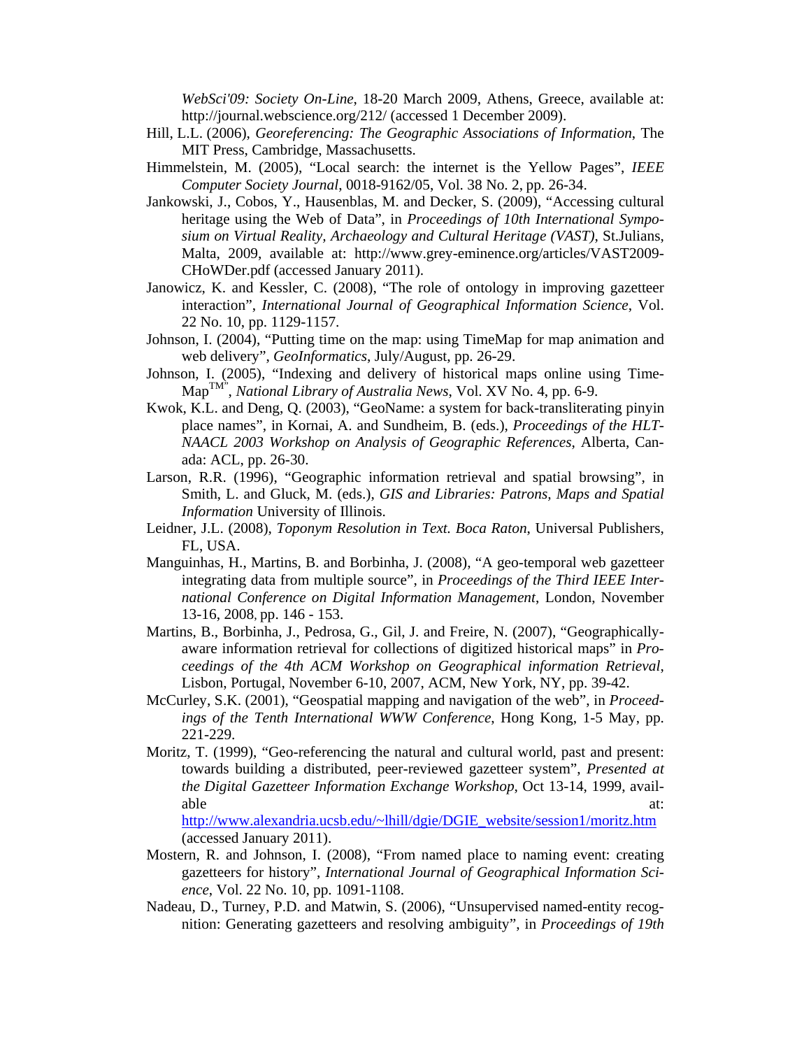*WebSci'09: Society On-Line*, 18-20 March 2009, Athens, Greece, available at: http://journal.webscience.org/212/ (accessed 1 December 2009).

Hill, L.L. (2006), *Georeferencing: The Geographic Associations of Information*, The MIT Press, Cambridge, Massachusetts.

Himmelstein, M. (2005), "Local search: the internet is the Yellow Pages", *IEEE Computer Society Journal*, 0018-9162/05, Vol. 38 No. 2, pp. 26-34.

Jankowski, J., Cobos, Y., Hausenblas, M. and Decker, S. (2009), "Accessing cultural heritage using the Web of Data", in *Proceedings of 10th International Symposium on Virtual Reality, Archaeology and Cultural Heritage (VAST)*, St.Julians, Malta, 2009, available at: http://www.grey-eminence.org/articles/VAST2009-CHoWDer.pdf (accessed January 2011).

Janowicz, K. and Kessler, C. (2008), "The role of ontology in improving gazetteer interaction", *International Journal of Geographical Information Science*, Vol. 22 No. 10, pp. 1129-1157.

Johnson, I. (2004), "Putting time on the map: using TimeMap for map animation and web delivery", *GeoInformatics*, July/August, pp. 26-29.

Johnson, I. (2005), "Indexing and delivery of historical maps online using TimeMap™", *National Library of Australia News*, Vol. XV No. 4, pp. 6-9.

Kwok, K.L. and Deng, Q. (2003), "GeoName: a system for back-transliterating pinyin place names", in Kornai, A. and Sundheim, B. (eds.), *Proceedings of the HLT-NAACL 2003 Workshop on Analysis of Geographic References*, Alberta, Canada: ACL, pp. 26-30.

Larson, R.R. (1996), "Geographic information retrieval and spatial browsing", in Smith, L. and Gluck, M. (eds.), *GIS and Libraries: Patrons, Maps and Spatial Information* University of Illinois.

Leidner, J.L. (2008), *Toponym Resolution in Text. Boca Raton*, Universal Publishers, FL, USA.

Manguinhas, H., Martins, B. and Borbinha, J. (2008), "A geo-temporal web gazetteer integrating data from multiple source", in *Proceedings of the Third IEEE International Conference on Digital Information Management*, London, November 13-16, 2008, pp. 146 - 153.

Martins, B., Borbinha, J., Pedrosa, G., Gil, J. and Freire, N. (2007), "Geographically-aware information retrieval for collections of digitized historical maps" in *Proceedings of the 4th ACM Workshop on Geographical information Retrieval*, Lisbon, Portugal, November 6-10, 2007, ACM, New York, NY, pp. 39-42.

McCurley, S.K. (2001), "Geospatial mapping and navigation of the web", in *Proceedings of the Tenth International WWW Conference*, Hong Kong, 1-5 May, pp. 221-229.

Moritz, T. (1999), "Geo-referencing the natural and cultural world, past and present: towards building a distributed, peer-reviewed gazetteer system", *Presented at the Digital Gazetteer Information Exchange Workshop*, Oct 13-14, 1999, available at: http://www.alexandria.ucsb.edu/~lhill/dgie/DGIE_website/session1/moritz.htm (accessed January 2011).

Mostern, R. and Johnson, I. (2008), "From named place to naming event: creating gazetteers for history", *International Journal of Geographical Information Science*, Vol. 22 No. 10, pp. 1091-1108.

Nadeau, D., Turney, P.D. and Matwin, S. (2006), "Unsupervised named-entity recognition: Generating gazetteers and resolving ambiguity", in *Proceedings of 19th*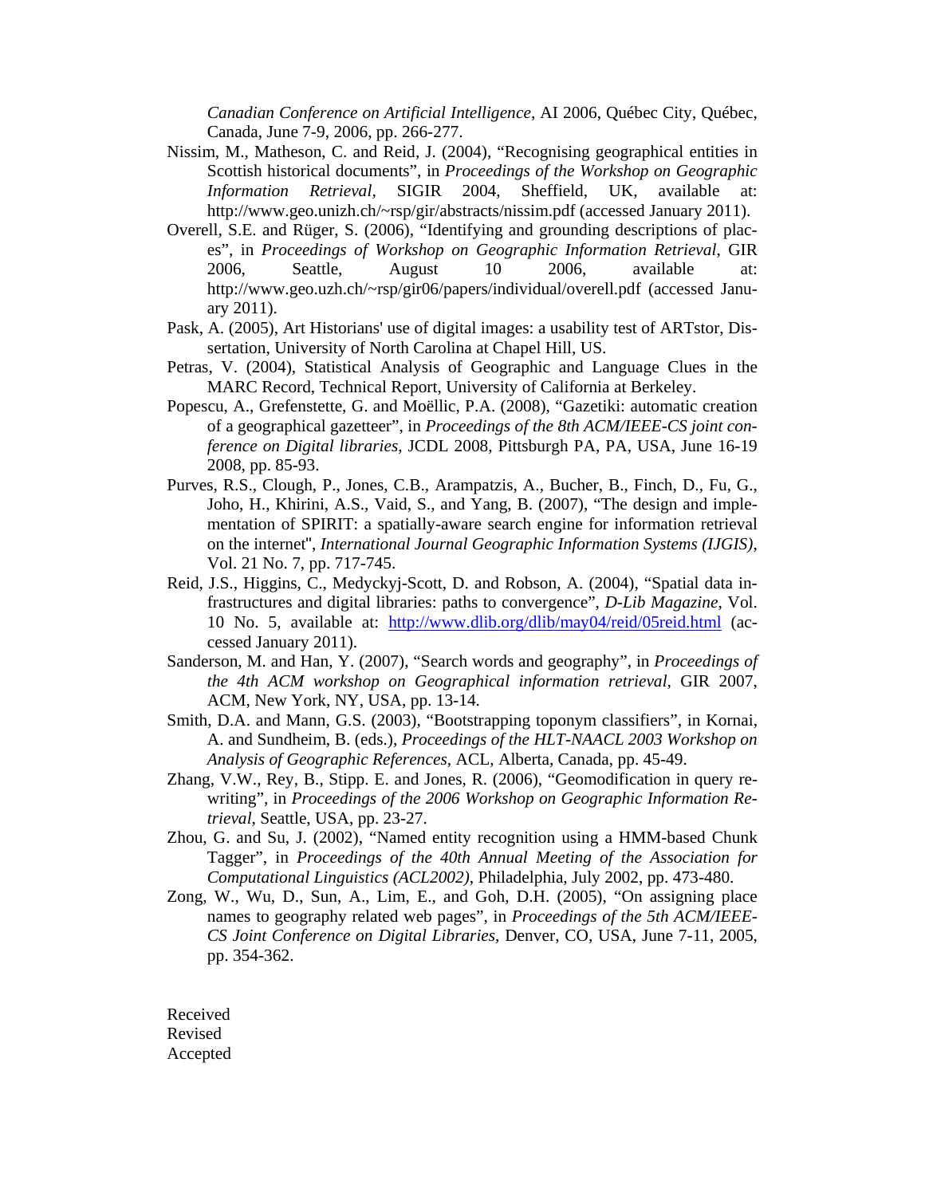*Canadian Conference on Artificial Intelligence*, AI 2006, Québec City, Québec, Canada, June 7-9, 2006, pp. 266-277.

Nissim, M., Matheson, C. and Reid, J. (2004), "Recognising geographical entities in Scottish historical documents", in *Proceedings of the Workshop on Geographic Information Retrieval,* SIGIR 2004, Sheffield, UK, available at: http://www.geo.unizh.ch/~rsp/gir/abstracts/nissim.pdf (accessed January 2011).

Overell, S.E. and Rüger, S. (2006), "Identifying and grounding descriptions of places", in *Proceedings of Workshop on Geographic Information Retrieval*, GIR 2006, Seattle, August 10 2006, available at: http://www.geo.uzh.ch/~rsp/gir06/papers/individual/overell.pdf (accessed January 2011).

Pask, A. (2005), Art Historians' use of digital images: a usability test of ARTstor, Dissertation, University of North Carolina at Chapel Hill, US.

Petras, V. (2004), Statistical Analysis of Geographic and Language Clues in the MARC Record, Technical Report, University of California at Berkeley.

Popescu, A., Grefenstette, G. and Moëllic, P.A. (2008), "Gazetiki: automatic creation of a geographical gazetteer", in *Proceedings of the 8th ACM/IEEE-CS joint conference on Digital libraries*, JCDL 2008, Pittsburgh PA, PA, USA, June 16-19 2008, pp. 85-93.

Purves, R.S., Clough, P., Jones, C.B., Arampatzis, A., Bucher, B., Finch, D., Fu, G., Joho, H., Khirini, A.S., Vaid, S., and Yang, B. (2007), "The design and implementation of SPIRIT: a spatially-aware search engine for information retrieval on the internet", *International Journal Geographic Information Systems (IJGIS)*, Vol. 21 No. 7, pp. 717-745.

Reid, J.S., Higgins, C., Medyckyj-Scott, D. and Robson, A. (2004), "Spatial data infrastructures and digital libraries: paths to convergence", *D-Lib Magazine*, Vol. 10 No. 5, available at: http://www.dlib.org/dlib/may04/reid/05reid.html (accessed January 2011).

Sanderson, M. and Han, Y. (2007), "Search words and geography", in *Proceedings of the 4th ACM workshop on Geographical information retrieval*, GIR 2007, ACM, New York, NY, USA, pp. 13-14.

Smith, D.A. and Mann, G.S. (2003), "Bootstrapping toponym classifiers", in Kornai, A. and Sundheim, B. (eds.), *Proceedings of the HLT-NAACL 2003 Workshop on Analysis of Geographic References*, ACL, Alberta, Canada, pp. 45-49.

Zhang, V.W., Rey, B., Stipp. E. and Jones, R. (2006), "Geomodification in query rewriting", in *Proceedings of the 2006 Workshop on Geographic Information Retrieval*, Seattle, USA, pp. 23-27.

Zhou, G. and Su, J. (2002), "Named entity recognition using a HMM-based Chunk Tagger", in *Proceedings of the 40th Annual Meeting of the Association for Computational Linguistics (ACL2002)*, Philadelphia, July 2002, pp. 473-480.

Zong, W., Wu, D., Sun, A., Lim, E., and Goh, D.H. (2005), "On assigning place names to geography related web pages", in *Proceedings of the 5th ACM/IEEE-CS Joint Conference on Digital Libraries*, Denver, CO, USA, June 7-11, 2005, pp. 354-362.

Received
Revised
Accepted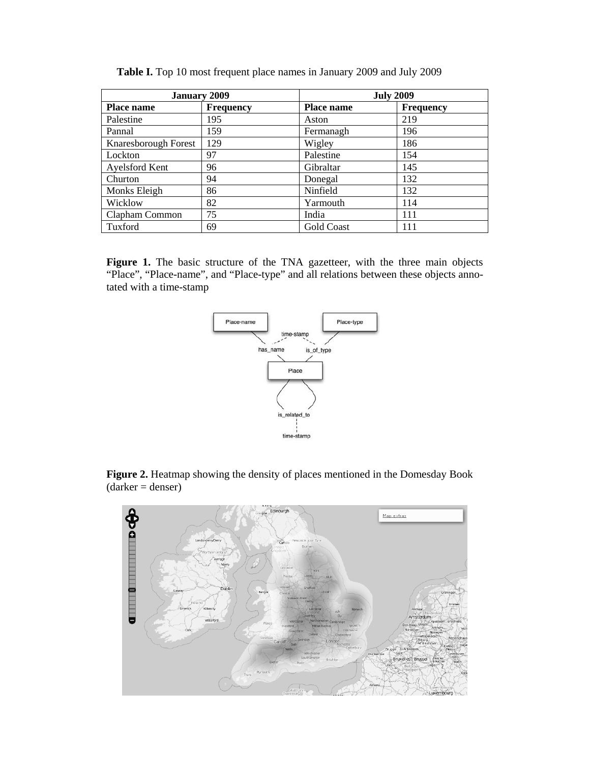**Table I.** Top 10 most frequent place names in January 2009 and July 2009

| January 2009 | | July 2009 | |
|---|---|---|---|
| **Place name** | **Frequency** | **Place name** | **Frequency** |
| Palestine | 195 | Aston | 219 |
| Pannal | 159 | Fermanagh | 196 |
| Knaresborough Forest | 129 | Wigley | 186 |
| Lockton | 97 | Palestine | 154 |
| Ayelsford Kent | 96 | Gibraltar | 145 |
| Churton | 94 | Donegal | 132 |
| Monks Eleigh | 86 | Ninfield | 132 |
| Wicklow | 82 | Yarmouth | 114 |
| Clapham Common | 75 | India | 111 |
| Tuxford | 69 | Gold Coast | 111 |

**Figure 1.** The basic structure of the TNA gazetteer, with the three main objects "Place", "Place-name", and "Place-type" and all relations between these objects annotated with a time-stamp

**Figure 2.** Heatmap showing the density of places mentioned in the Domesday Book (darker = denser)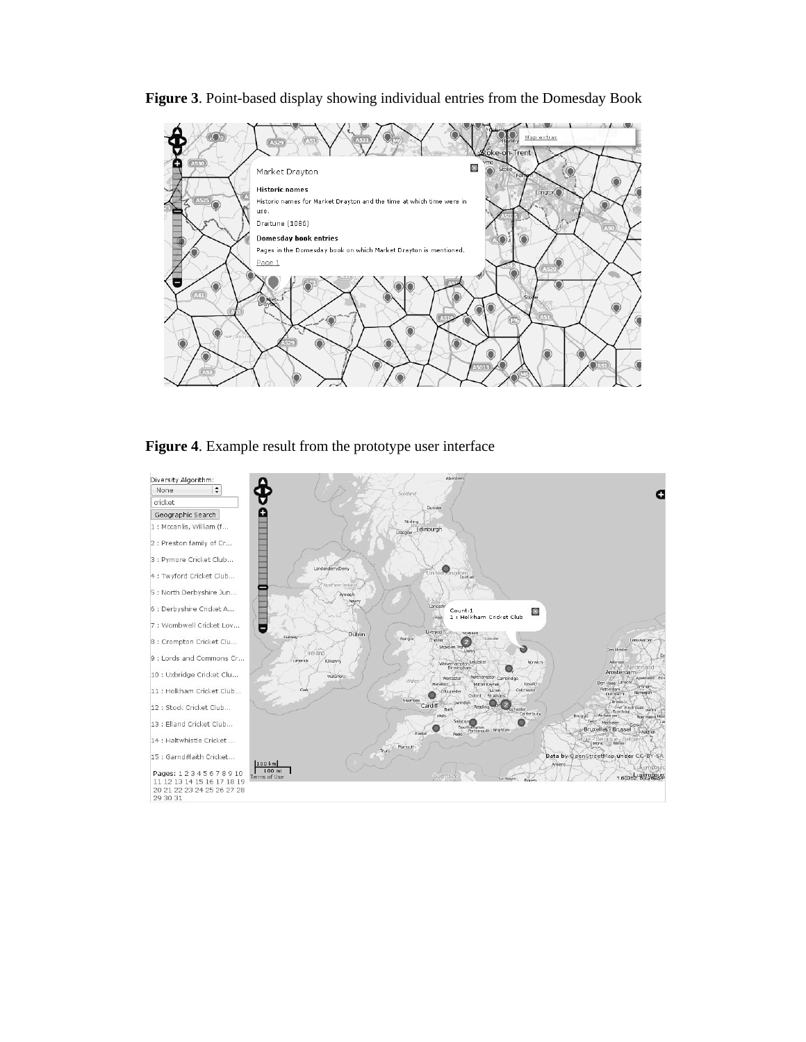**Figure 3**. Point-based display showing individual entries from the Domesday Book

**Figure 4**. Example result from the prototype user interface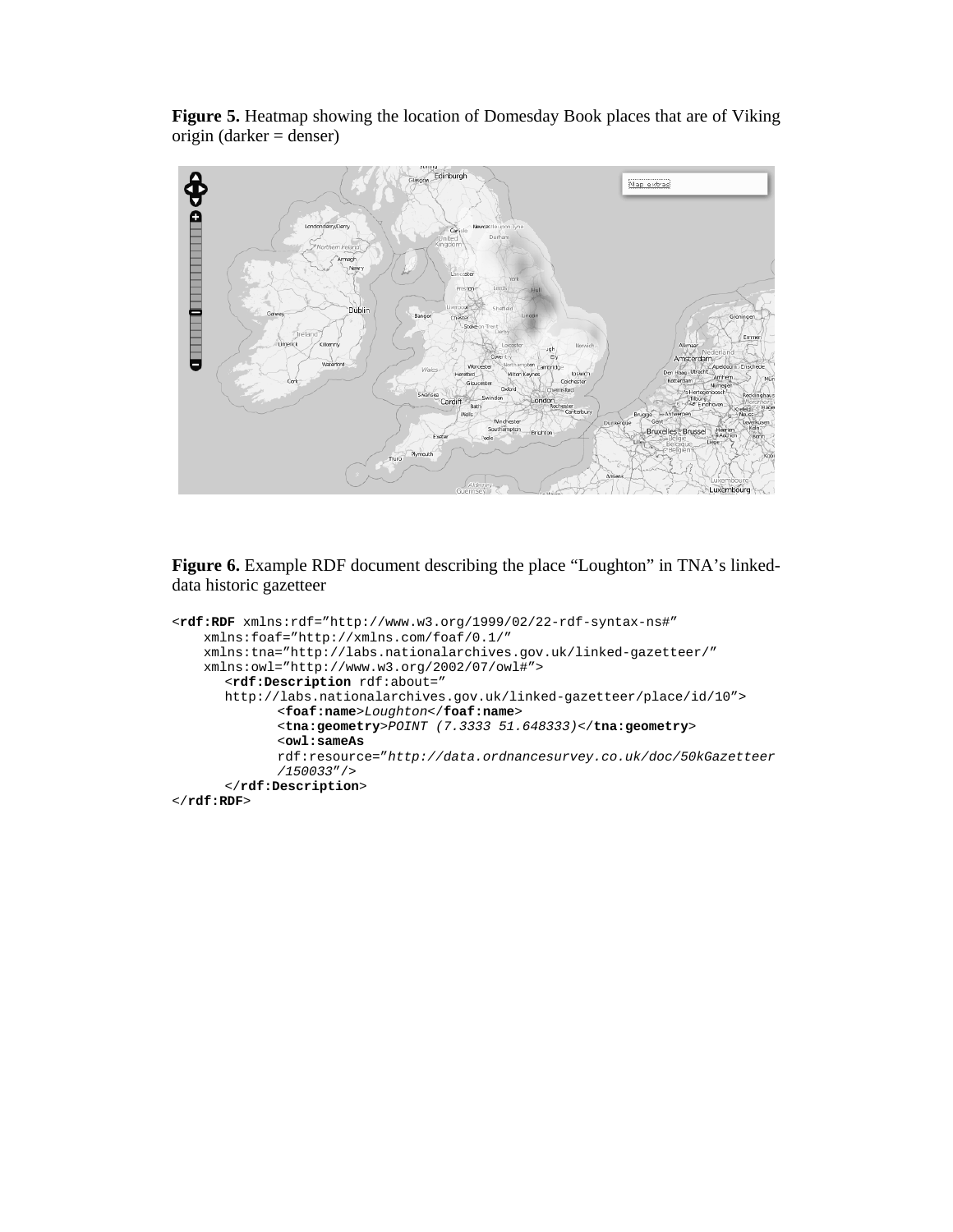**Figure 5.** Heatmap showing the location of Domesday Book places that are of Viking origin (darker = denser)

**Figure 6.** Example RDF document describing the place "Loughton" in TNA's linked-data historic gazetteer

```
<rdf:RDF xmlns:rdf="http://www.w3.org/1999/02/22-rdf-syntax-ns#"
    xmlns:foaf="http://xmlns.com/foaf/0.1/"
    xmlns:tna="http://labs.nationalarchives.gov.uk/linked-gazetteer/"
    xmlns:owl="http://www.w3.org/2002/07/owl#">
      <rdf:Description rdf:about="
      http://labs.nationalarchives.gov.uk/linked-gazetteer/place/id/10">
            <foaf:name>Loughton</foaf:name>
            <tna:geometry>POINT (7.3333 51.648333)</tna:geometry>
            <owl:sameAs
            rdf:resource="http://data.ordnancesurvey.co.uk/doc/50kGazetteer
            /150033"/>
      </rdf:Description>
</rdf:RDF>
```